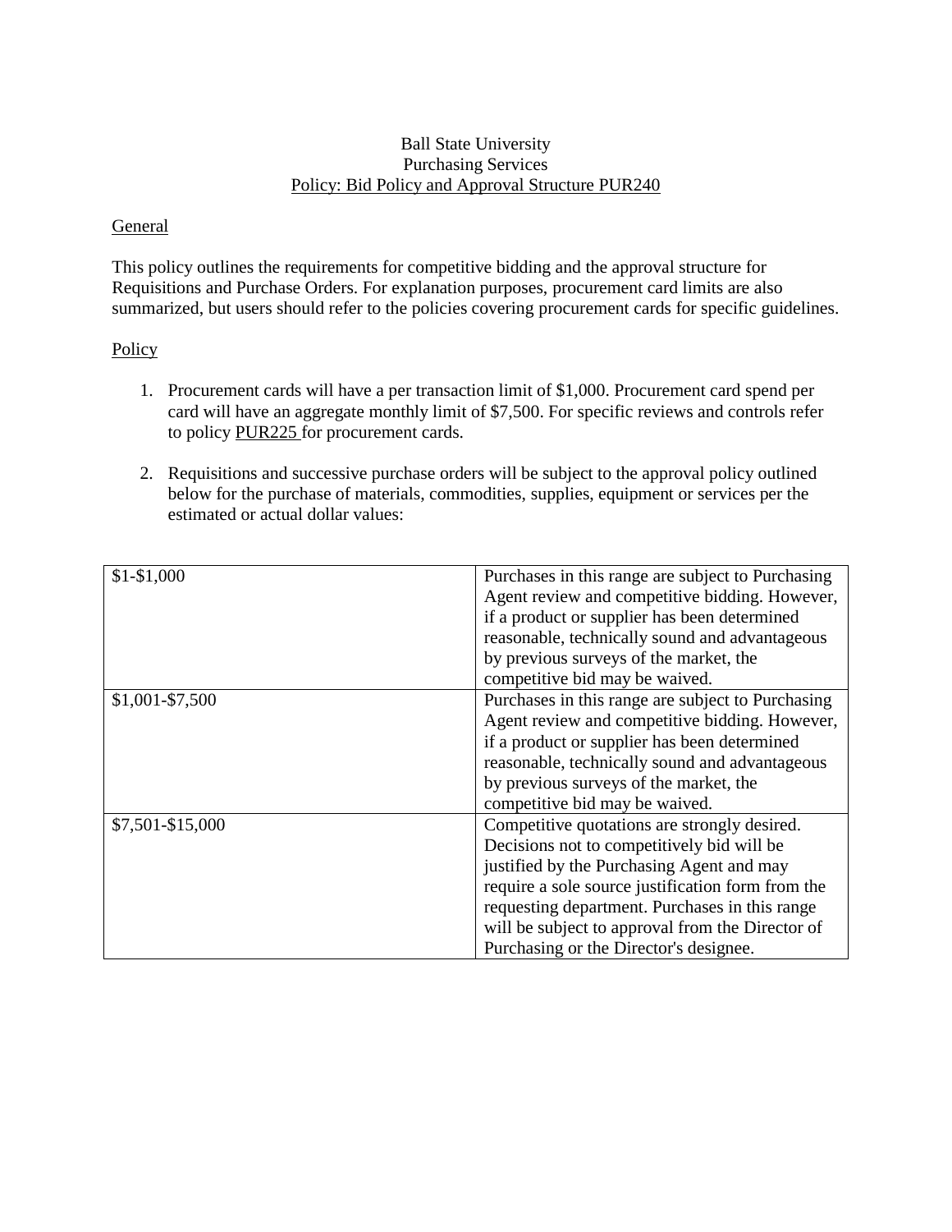# Ball State University
## Purchasing Services
## Policy: Bid Policy and Approval Structure PUR240

### General

This policy outlines the requirements for competitive bidding and the approval structure for Requisitions and Purchase Orders. For explanation purposes, procurement card limits are also summarized, but users should refer to the policies covering procurement cards for specific guidelines.

### Policy

1. Procurement cards will have a per transaction limit of $1,000. Procurement card spend per card will have an aggregate monthly limit of $7,500. For specific reviews and controls refer to policy PUR225 for procurement cards.

2. Requisitions and successive purchase orders will be subject to the approval policy outlined below for the purchase of materials, commodities, supplies, equipment or services per the estimated or actual dollar values:

| | |
|---|---|
| $1-$1,000 | Purchases in this range are subject to Purchasing Agent review and competitive bidding. However, if a product or supplier has been determined reasonable, technically sound and advantageous by previous surveys of the market, the competitive bid may be waived. |
| $1,001-$7,500 | Purchases in this range are subject to Purchasing Agent review and competitive bidding. However, if a product or supplier has been determined reasonable, technically sound and advantageous by previous surveys of the market, the competitive bid may be waived. |
| $7,501-$15,000 | Competitive quotations are strongly desired. Decisions not to competitively bid will be justified by the Purchasing Agent and may require a sole source justification form from the requesting department. Purchases in this range will be subject to approval from the Director of Purchasing or the Director's designee. |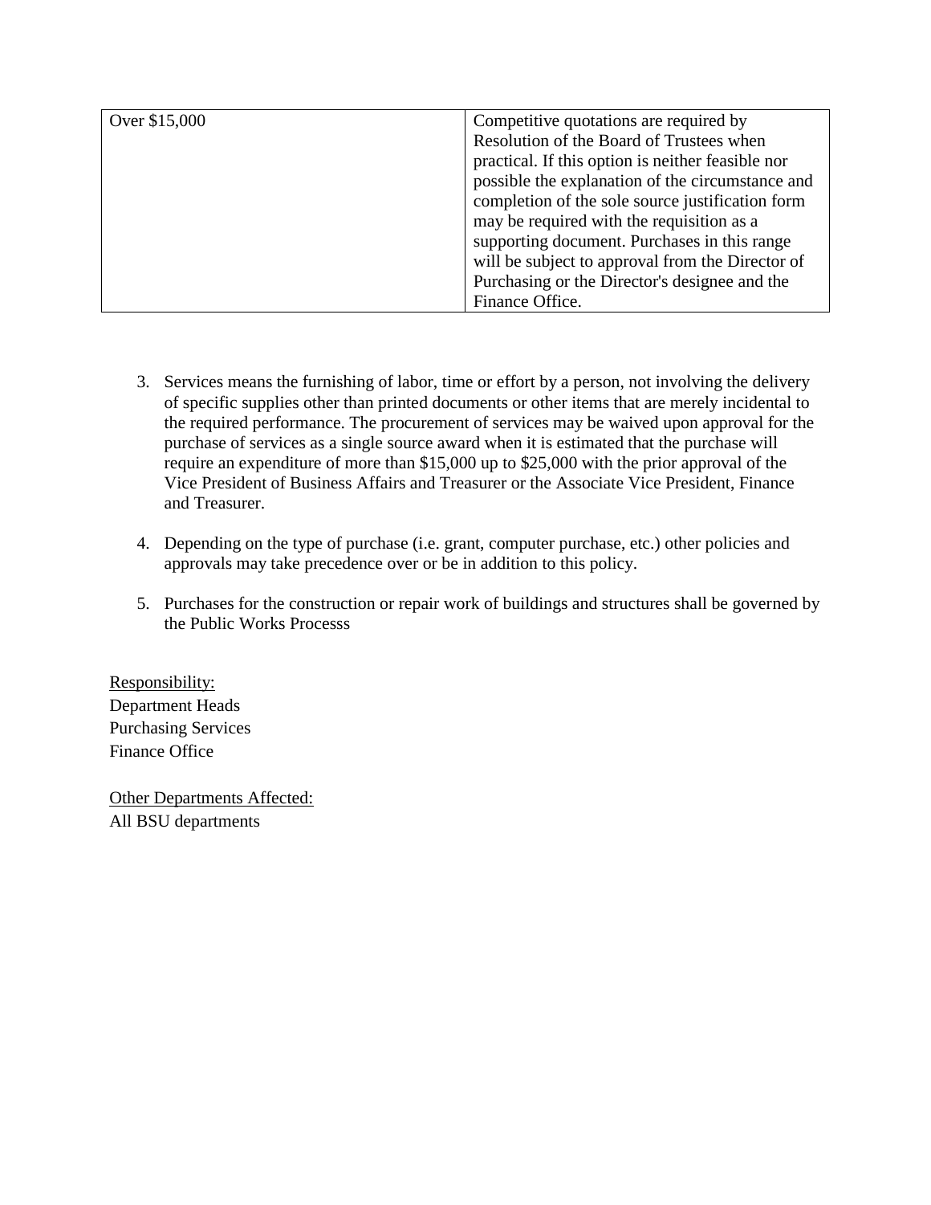| | |
|---|---|
| Over $15,000 | Competitive quotations are required by Resolution of the Board of Trustees when practical. If this option is neither feasible nor possible the explanation of the circumstance and completion of the sole source justification form may be required with the requisition as a supporting document. Purchases in this range will be subject to approval from the Director of Purchasing or the Director's designee and the Finance Office. |

3. Services means the furnishing of labor, time or effort by a person, not involving the delivery of specific supplies other than printed documents or other items that are merely incidental to the required performance. The procurement of services may be waived upon approval for the purchase of services as a single source award when it is estimated that the purchase will require an expenditure of more than $15,000 up to $25,000 with the prior approval of the Vice President of Business Affairs and Treasurer or the Associate Vice President, Finance and Treasurer.

4. Depending on the type of purchase (i.e. grant, computer purchase, etc.) other policies and approvals may take precedence over or be in addition to this policy.

5. Purchases for the construction or repair work of buildings and structures shall be governed by the Public Works Processs

<u>Responsibility:</u>
Department Heads
Purchasing Services
Finance Office

<u>Other Departments Affected:</u>
All BSU departments